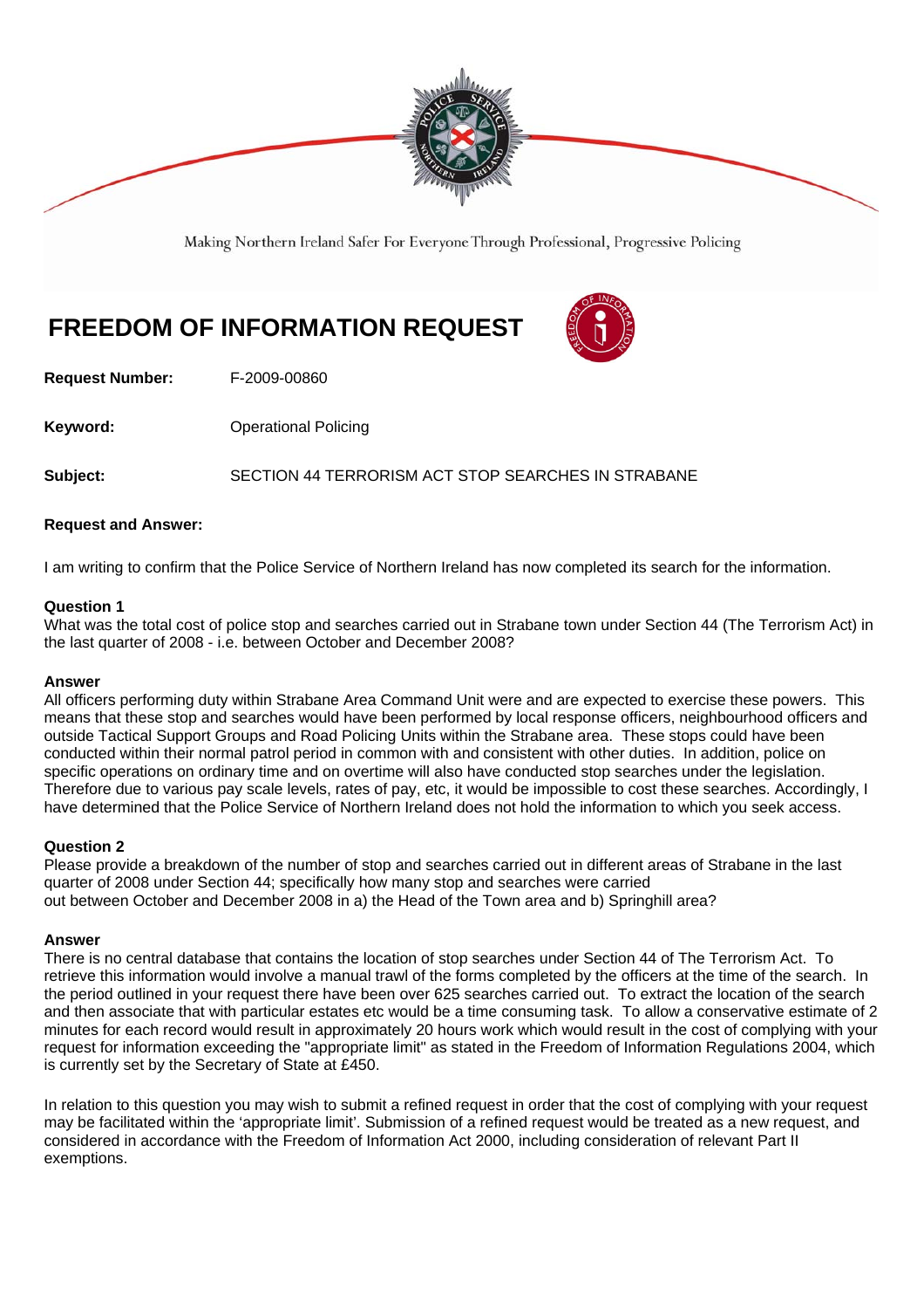Making Northern Ireland Safer For Everyone Through Professional, Progressive Policing

# FREEDOM OF INFORMATION REQUEST

**Request Number:** F-2009-00860

**Keyword:** Operational Policing

**Subject:** SECTION 44 TERRORISM ACT STOP SEARCHES IN STRABANE

**Request and Answer:**

I am writing to confirm that the Police Service of Northern Ireland has now completed its search for the information.

**Question 1**
What was the total cost of police stop and searches carried out in Strabane town under Section 44 (The Terrorism Act) in the last quarter of 2008 - i.e. between October and December 2008?

**Answer**
All officers performing duty within Strabane Area Command Unit were and are expected to exercise these powers. This means that these stop and searches would have been performed by local response officers, neighbourhood officers and outside Tactical Support Groups and Road Policing Units within the Strabane area. These stops could have been conducted within their normal patrol period in common with and consistent with other duties. In addition, police on specific operations on ordinary time and on overtime will also have conducted stop searches under the legislation. Therefore due to various pay scale levels, rates of pay, etc, it would be impossible to cost these searches. Accordingly, I have determined that the Police Service of Northern Ireland does not hold the information to which you seek access.

**Question 2**
Please provide a breakdown of the number of stop and searches carried out in different areas of Strabane in the last quarter of 2008 under Section 44; specifically how many stop and searches were carried out between October and December 2008 in a) the Head of the Town area and b) Springhill area?

**Answer**
There is no central database that contains the location of stop searches under Section 44 of The Terrorism Act. To retrieve this information would involve a manual trawl of the forms completed by the officers at the time of the search. In the period outlined in your request there have been over 625 searches carried out. To extract the location of the search and then associate that with particular estates etc would be a time consuming task. To allow a conservative estimate of 2 minutes for each record would result in approximately 20 hours work which would result in the cost of complying with your request for information exceeding the "appropriate limit" as stated in the Freedom of Information Regulations 2004, which is currently set by the Secretary of State at £450.

In relation to this question you may wish to submit a refined request in order that the cost of complying with your request may be facilitated within the 'appropriate limit'. Submission of a refined request would be treated as a new request, and considered in accordance with the Freedom of Information Act 2000, including consideration of relevant Part II exemptions.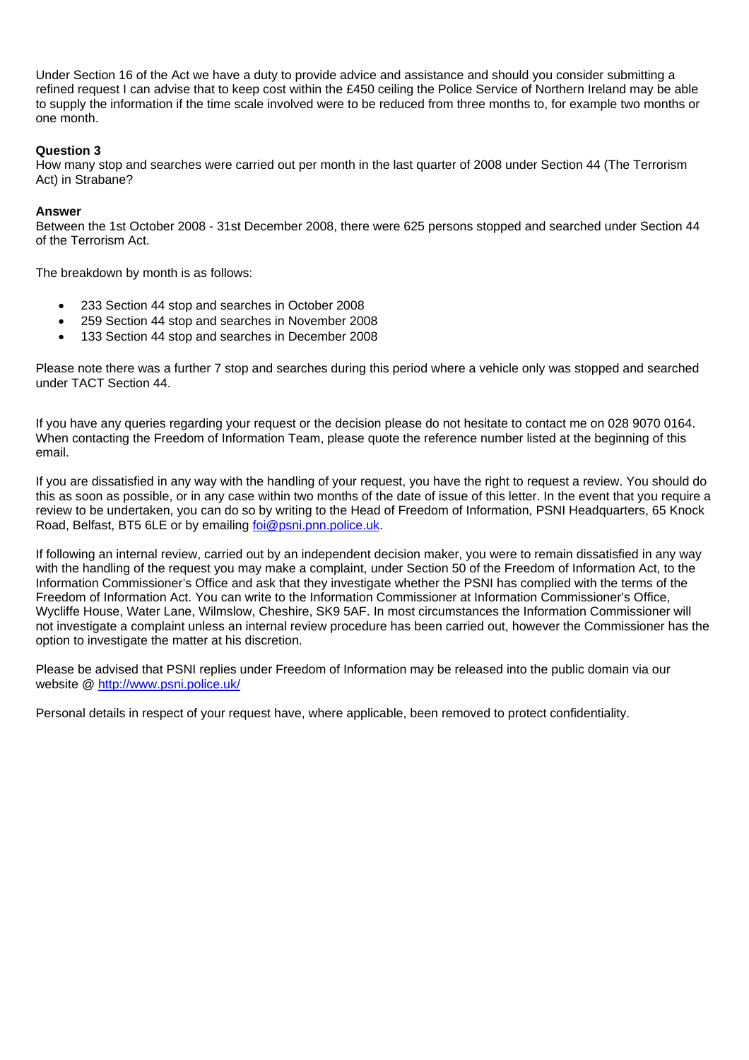Under Section 16 of the Act we have a duty to provide advice and assistance and should you consider submitting a refined request I can advise that to keep cost within the £450 ceiling the Police Service of Northern Ireland may be able to supply the information if the time scale involved were to be reduced from three months to, for example two months or one month.

**Question 3**
How many stop and searches were carried out per month in the last quarter of 2008 under Section 44 (The Terrorism Act) in Strabane?

**Answer**
Between the 1st October 2008 - 31st December 2008, there were 625 persons stopped and searched under Section 44 of the Terrorism Act.

The breakdown by month is as follows:

- 233 Section 44 stop and searches in October 2008
- 259 Section 44 stop and searches in November 2008
- 133 Section 44 stop and searches in December 2008

Please note there was a further 7 stop and searches during this period where a vehicle only was stopped and searched under TACT Section 44.

If you have any queries regarding your request or the decision please do not hesitate to contact me on 028 9070 0164. When contacting the Freedom of Information Team, please quote the reference number listed at the beginning of this email.

If you are dissatisfied in any way with the handling of your request, you have the right to request a review. You should do this as soon as possible, or in any case within two months of the date of issue of this letter. In the event that you require a review to be undertaken, you can do so by writing to the Head of Freedom of Information, PSNI Headquarters, 65 Knock Road, Belfast, BT5 6LE or by emailing foi@psni.pnn.police.uk.

If following an internal review, carried out by an independent decision maker, you were to remain dissatisfied in any way with the handling of the request you may make a complaint, under Section 50 of the Freedom of Information Act, to the Information Commissioner's Office and ask that they investigate whether the PSNI has complied with the terms of the Freedom of Information Act. You can write to the Information Commissioner at Information Commissioner's Office, Wycliffe House, Water Lane, Wilmslow, Cheshire, SK9 5AF. In most circumstances the Information Commissioner will not investigate a complaint unless an internal review procedure has been carried out, however the Commissioner has the option to investigate the matter at his discretion.

Please be advised that PSNI replies under Freedom of Information may be released into the public domain via our website @ http://www.psni.police.uk/

Personal details in respect of your request have, where applicable, been removed to protect confidentiality.